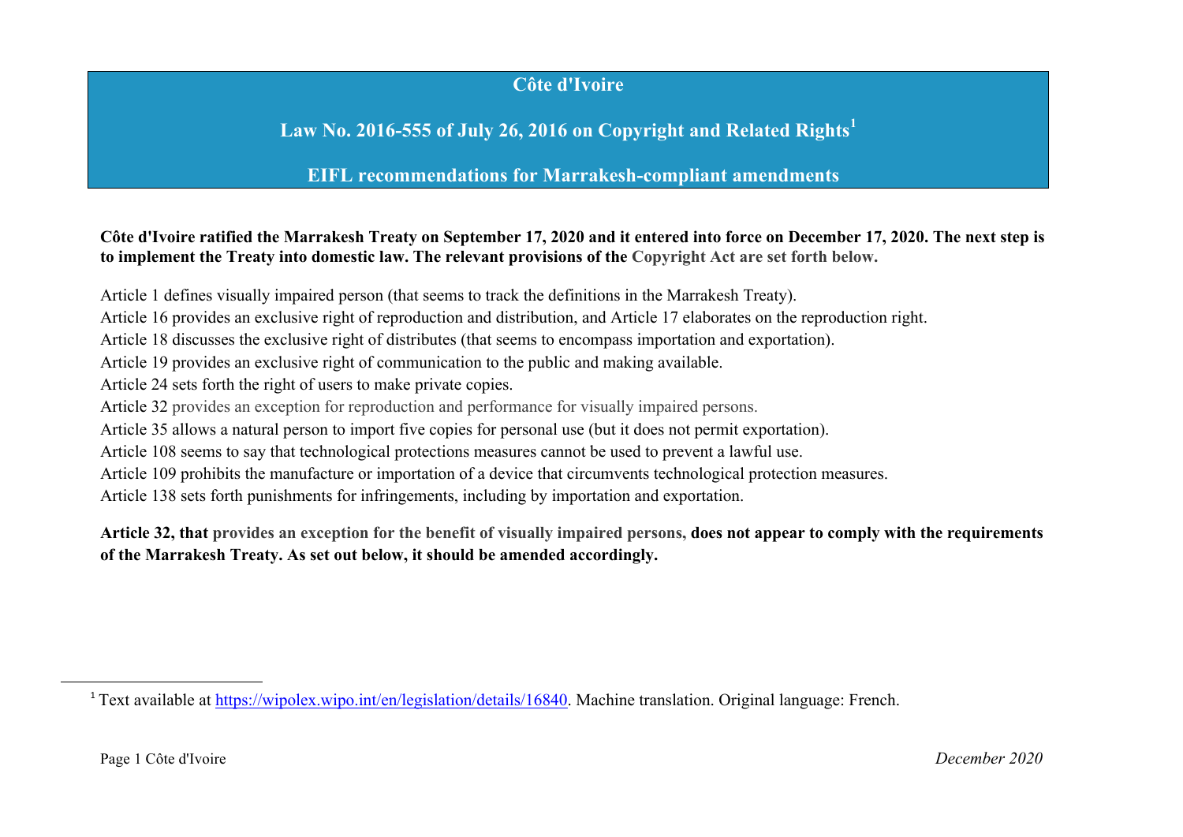# Côte d'Ivoire

## Law No. 2016-555 of July 26, 2016 on Copyright and Related Rights[1]

## EIFL recommendations for Marrakesh-compliant amendments

**Côte d'Ivoire ratified the Marrakesh Treaty on September 17, 2020 and it entered into force on December 17, 2020. The next step is to implement the Treaty into domestic law. The relevant provisions of the Copyright Act are set forth below.**

Article 1 defines visually impaired person (that seems to track the definitions in the Marrakesh Treaty).
Article 16 provides an exclusive right of reproduction and distribution, and Article 17 elaborates on the reproduction right.
Article 18 discusses the exclusive right of distributes (that seems to encompass importation and exportation).
Article 19 provides an exclusive right of communication to the public and making available.
Article 24 sets forth the right of users to make private copies.
Article 32 provides an exception for reproduction and performance for visually impaired persons.
Article 35 allows a natural person to import five copies for personal use (but it does not permit exportation).
Article 108 seems to say that technological protections measures cannot be used to prevent a lawful use.
Article 109 prohibits the manufacture or importation of a device that circumvents technological protection measures.
Article 138 sets forth punishments for infringements, including by importation and exportation.

**Article 32, that provides an exception for the benefit of visually impaired persons, does not appear to comply with the requirements of the Marrakesh Treaty. As set out below, it should be amended accordingly.**

---

[1] Text available at https://wipolex.wipo.int/en/legislation/details/16840. Machine translation. Original language: French.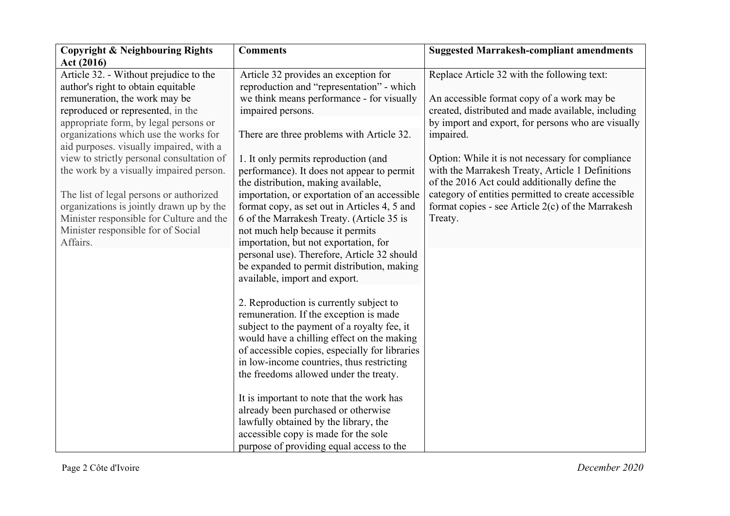| Copyright & Neighbouring Rights Act (2016) | Comments | Suggested Marrakesh-compliant amendments |
|---|---|---|
| Article 32. - Without prejudice to the author's right to obtain equitable remuneration, the work may be reproduced or represented, in the appropriate form, by legal persons or organizations which use the works for aid purposes. visually impaired, with a view to strictly personal consultation of the work by a visually impaired person.<br><br>The list of legal persons or authorized organizations is jointly drawn up by the Minister responsible for Culture and the Minister responsible for of Social Affairs. | Article 32 provides an exception for reproduction and "representation" - which we think means performance - for visually impaired persons.<br><br>There are three problems with Article 32.<br><br>1. It only permits reproduction (and performance). It does not appear to permit the distribution, making available, importation, or exportation of an accessible format copy, as set out in Articles 4, 5 and 6 of the Marrakesh Treaty. (Article 35 is not much help because it permits importation, but not exportation, for personal use). Therefore, Article 32 should be expanded to permit distribution, making available, import and export.<br><br>2. Reproduction is currently subject to remuneration. If the exception is made subject to the payment of a royalty fee, it would have a chilling effect on the making of accessible copies, especially for libraries in low-income countries, thus restricting the freedoms allowed under the treaty.<br><br>It is important to note that the work has already been purchased or otherwise lawfully obtained by the library, the accessible copy is made for the sole purpose of providing equal access to the | Replace Article 32 with the following text:<br><br>An accessible format copy of a work may be created, distributed and made available, including by import and export, for persons who are visually impaired.<br><br>Option: While it is not necessary for compliance with the Marrakesh Treaty, Article 1 Definitions of the 2016 Act could additionally define the category of entities permitted to create accessible format copies - see Article 2(c) of the Marrakesh Treaty. |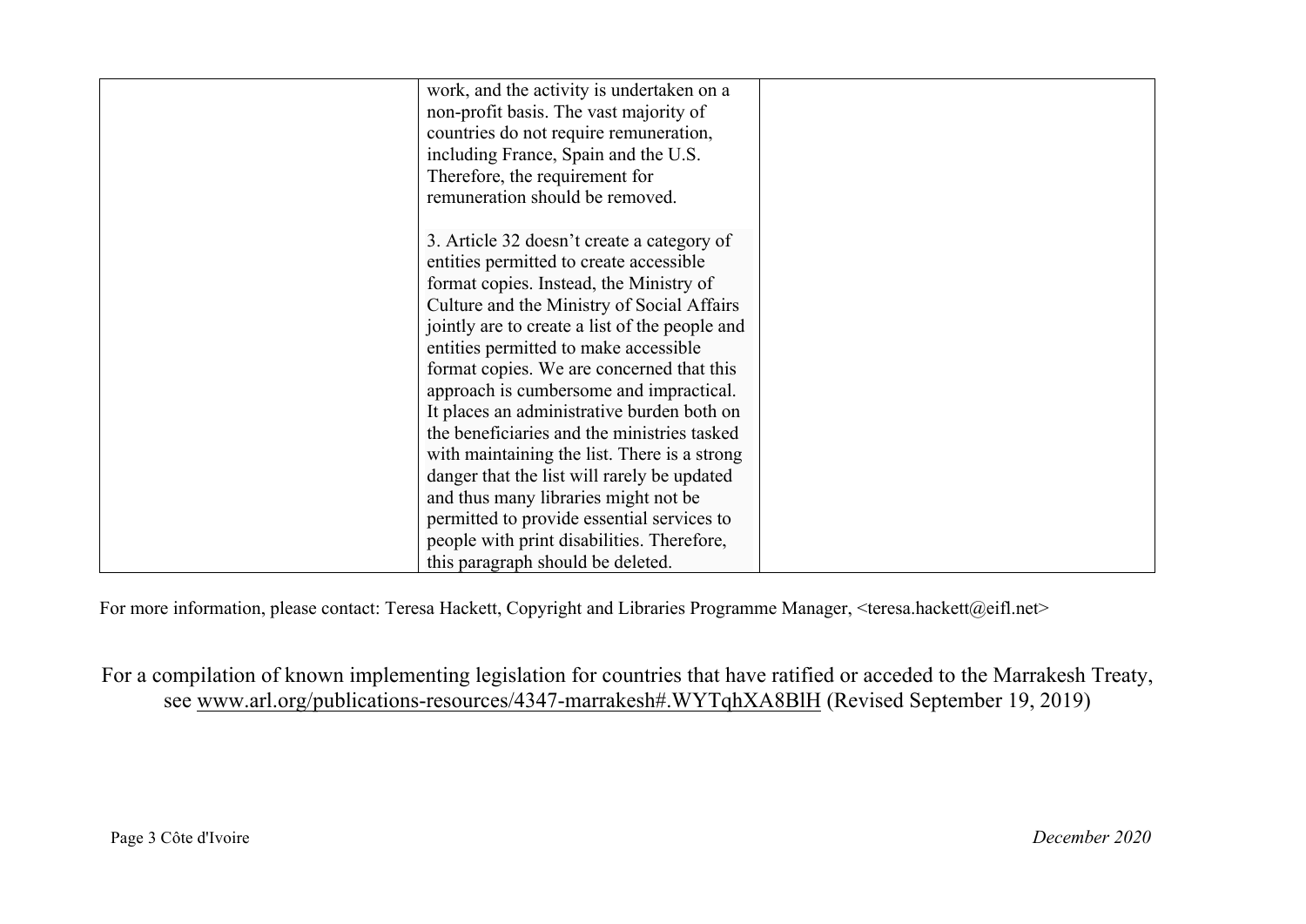| | | |
|---|---|---|
| | work, and the activity is undertaken on a non-profit basis. The vast majority of countries do not require remuneration, including France, Spain and the U.S. Therefore, the requirement for remuneration should be removed.<br><br>3. Article 32 doesn't create a category of entities permitted to create accessible format copies. Instead, the Ministry of Culture and the Ministry of Social Affairs jointly are to create a list of the people and entities permitted to make accessible format copies. We are concerned that this approach is cumbersome and impractical. It places an administrative burden both on the beneficiaries and the ministries tasked with maintaining the list. There is a strong danger that the list will rarely be updated and thus many libraries might not be permitted to provide essential services to people with print disabilities. Therefore, this paragraph should be deleted. | |

For more information, please contact: Teresa Hackett, Copyright and Libraries Programme Manager, <teresa.hackett@eifl.net>

For a compilation of known implementing legislation for countries that have ratified or acceded to the Marrakesh Treaty, see www.arl.org/publications-resources/4347-marrakesh#.WYTqhXA8BlH (Revised September 19, 2019)